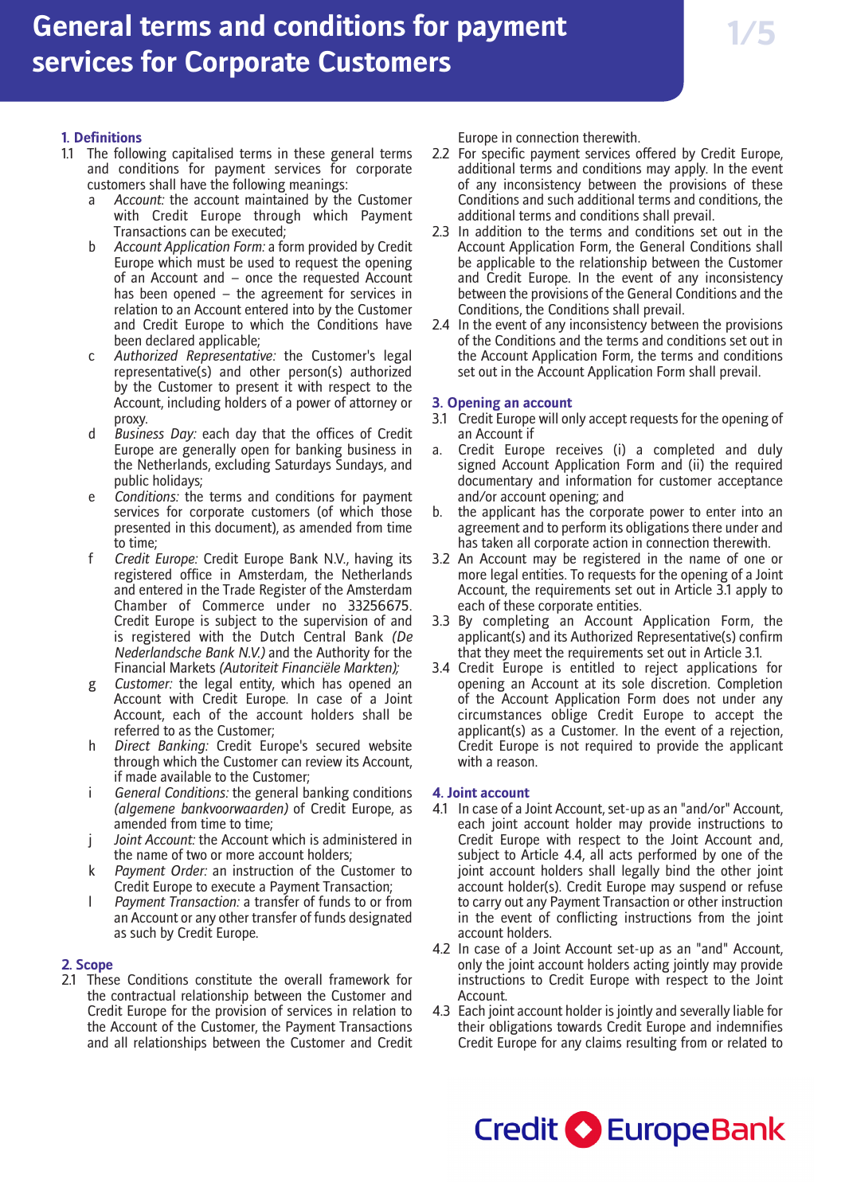# General terms and conditions for payment services for Corporate Customers

## 1. Definitions

1.1 The following capitalised terms in these general terms and conditions for payment services for corporate customers shall have the following meanings:

a *Account:* the account maintained by the Customer with Credit Europe through which Payment Transactions can be executed;

b *Account Application Form:* a form provided by Credit Europe which must be used to request the opening of an Account and – once the requested Account has been opened – the agreement for services in relation to an Account entered into by the Customer and Credit Europe to which the Conditions have been declared applicable;

c *Authorized Representative:* the Customer's legal representative(s) and other person(s) authorized by the Customer to present it with respect to the Account, including holders of a power of attorney or proxy.

d *Business Day:* each day that the offices of Credit Europe are generally open for banking business in the Netherlands, excluding Saturdays Sundays, and public holidays;

e *Conditions:* the terms and conditions for payment services for corporate customers (of which those presented in this document), as amended from time to time;

f *Credit Europe:* Credit Europe Bank N.V., having its registered office in Amsterdam, the Netherlands and entered in the Trade Register of the Amsterdam Chamber of Commerce under no 33256675. Credit Europe is subject to the supervision of and is registered with the Dutch Central Bank *(De Nederlandsche Bank N.V.)* and the Authority for the Financial Markets *(Autoriteit Financiële Markten);*

g *Customer:* the legal entity, which has opened an Account with Credit Europe. In case of a Joint Account, each of the account holders shall be referred to as the Customer;

h *Direct Banking:* Credit Europe's secured website through which the Customer can review its Account, if made available to the Customer;

i *General Conditions:* the general banking conditions *(algemene bankvoorwaarden)* of Credit Europe, as amended from time to time;

j *Joint Account:* the Account which is administered in the name of two or more account holders;

k *Payment Order:* an instruction of the Customer to Credit Europe to execute a Payment Transaction;

l *Payment Transaction:* a transfer of funds to or from an Account or any other transfer of funds designated as such by Credit Europe.

## 2. Scope

2.1 These Conditions constitute the overall framework for the contractual relationship between the Customer and Credit Europe for the provision of services in relation to the Account of the Customer, the Payment Transactions and all relationships between the Customer and Credit Europe in connection therewith.

2.2 For specific payment services offered by Credit Europe, additional terms and conditions may apply. In the event of any inconsistency between the provisions of these Conditions and such additional terms and conditions, the additional terms and conditions shall prevail.

2.3 In addition to the terms and conditions set out in the Account Application Form, the General Conditions shall be applicable to the relationship between the Customer and Credit Europe. In the event of any inconsistency between the provisions of the General Conditions and the Conditions, the Conditions shall prevail.

2.4 In the event of any inconsistency between the provisions of the Conditions and the terms and conditions set out in the Account Application Form, the terms and conditions set out in the Account Application Form shall prevail.

## 3. Opening an account

3.1 Credit Europe will only accept requests for the opening of an Account if

a. Credit Europe receives (i) a completed and duly signed Account Application Form and (ii) the required documentary and information for customer acceptance and/or account opening; and

b. the applicant has the corporate power to enter into an agreement and to perform its obligations there under and has taken all corporate action in connection therewith.

3.2 An Account may be registered in the name of one or more legal entities. To requests for the opening of a Joint Account, the requirements set out in Article 3.1 apply to each of these corporate entities.

3.3 By completing an Account Application Form, the applicant(s) and its Authorized Representative(s) confirm that they meet the requirements set out in Article 3.1.

3.4 Credit Europe is entitled to reject applications for opening an Account at its sole discretion. Completion of the Account Application Form does not under any circumstances oblige Credit Europe to accept the applicant(s) as a Customer. In the event of a rejection, Credit Europe is not required to provide the applicant with a reason.

## 4. Joint account

4.1 In case of a Joint Account, set-up as an "and/or" Account, each joint account holder may provide instructions to Credit Europe with respect to the Joint Account and, subject to Article 4.4, all acts performed by one of the joint account holders shall legally bind the other joint account holder(s). Credit Europe may suspend or refuse to carry out any Payment Transaction or other instruction in the event of conflicting instructions from the joint account holders.

4.2 In case of a Joint Account set-up as an "and" Account, only the joint account holders acting jointly may provide instructions to Credit Europe with respect to the Joint Account.

4.3 Each joint account holder is jointly and severally liable for their obligations towards Credit Europe and indemnifies Credit Europe for any claims resulting from or related to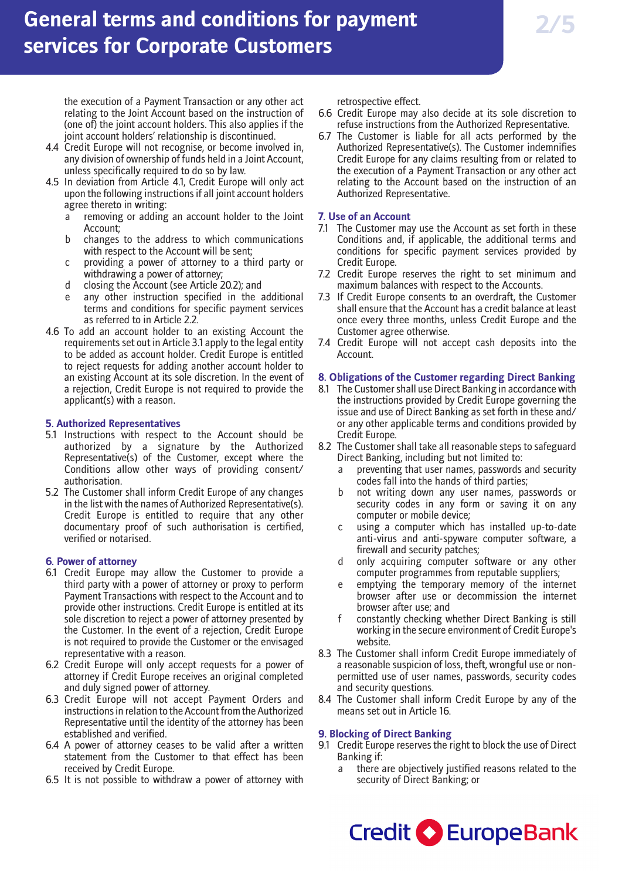the execution of a Payment Transaction or any other act relating to the Joint Account based on the instruction of (one of) the joint account holders. This also applies if the joint account holders' relationship is discontinued.

4.4 Credit Europe will not recognise, or become involved in, any division of ownership of funds held in a Joint Account, unless specifically required to do so by law.

4.5 In deviation from Article 4.1, Credit Europe will only act upon the following instructions if all joint account holders agree thereto in writing:

a removing or adding an account holder to the Joint Account;

b changes to the address to which communications with respect to the Account will be sent;

c providing a power of attorney to a third party or withdrawing a power of attorney;

d closing the Account (see Article 20.2); and

e any other instruction specified in the additional terms and conditions for specific payment services as referred to in Article 2.2.

4.6 To add an account holder to an existing Account the requirements set out in Article 3.1 apply to the legal entity to be added as account holder. Credit Europe is entitled to reject requests for adding another account holder to an existing Account at its sole discretion. In the event of a rejection, Credit Europe is not required to provide the applicant(s) with a reason.

## 5. Authorized Representatives

5.1 Instructions with respect to the Account should be authorized by a signature by the Authorized Representative(s) of the Customer, except where the Conditions allow other ways of providing consent/authorisation.

5.2 The Customer shall inform Credit Europe of any changes in the list with the names of Authorized Representative(s). Credit Europe is entitled to require that any other documentary proof of such authorisation is certified, verified or notarised.

## 6. Power of attorney

6.1 Credit Europe may allow the Customer to provide a third party with a power of attorney or proxy to perform Payment Transactions with respect to the Account and to provide other instructions. Credit Europe is entitled at its sole discretion to reject a power of attorney presented by the Customer. In the event of a rejection, Credit Europe is not required to provide the Customer or the envisaged representative with a reason.

6.2 Credit Europe will only accept requests for a power of attorney if Credit Europe receives an original completed and duly signed power of attorney.

6.3 Credit Europe will not accept Payment Orders and instructions in relation to the Account from the Authorized Representative until the identity of the attorney has been established and verified.

6.4 A power of attorney ceases to be valid after a written statement from the Customer to that effect has been received by Credit Europe.

6.5 It is not possible to withdraw a power of attorney with retrospective effect.

6.6 Credit Europe may also decide at its sole discretion to refuse instructions from the Authorized Representative.

6.7 The Customer is liable for all acts performed by the Authorized Representative(s). The Customer indemnifies Credit Europe for any claims resulting from or related to the execution of a Payment Transaction or any other act relating to the Account based on the instruction of an Authorized Representative.

## 7. Use of an Account

7.1 The Customer may use the Account as set forth in these Conditions and, if applicable, the additional terms and conditions for specific payment services provided by Credit Europe.

7.2 Credit Europe reserves the right to set minimum and maximum balances with respect to the Accounts.

7.3 If Credit Europe consents to an overdraft, the Customer shall ensure that the Account has a credit balance at least once every three months, unless Credit Europe and the Customer agree otherwise.

7.4 Credit Europe will not accept cash deposits into the Account.

## 8. Obligations of the Customer regarding Direct Banking

8.1 The Customer shall use Direct Banking in accordance with the instructions provided by Credit Europe governing the issue and use of Direct Banking as set forth in these and/or any other applicable terms and conditions provided by Credit Europe.

8.2 The Customer shall take all reasonable steps to safeguard Direct Banking, including but not limited to:

a preventing that user names, passwords and security codes fall into the hands of third parties;

b not writing down any user names, passwords or security codes in any form or saving it on any computer or mobile device;

c using a computer which has installed up-to-date anti-virus and anti-spyware computer software, a firewall and security patches;

d only acquiring computer software or any other computer programmes from reputable suppliers;

e emptying the temporary memory of the internet browser after use or decommission the internet browser after use; and

f constantly checking whether Direct Banking is still working in the secure environment of Credit Europe's website.

8.3 The Customer shall inform Credit Europe immediately of a reasonable suspicion of loss, theft, wrongful use or non-permitted use of user names, passwords, security codes and security questions.

8.4 The Customer shall inform Credit Europe by any of the means set out in Article 16.

## 9. Blocking of Direct Banking

9.1 Credit Europe reserves the right to block the use of Direct Banking if:

a there are objectively justified reasons related to the security of Direct Banking; or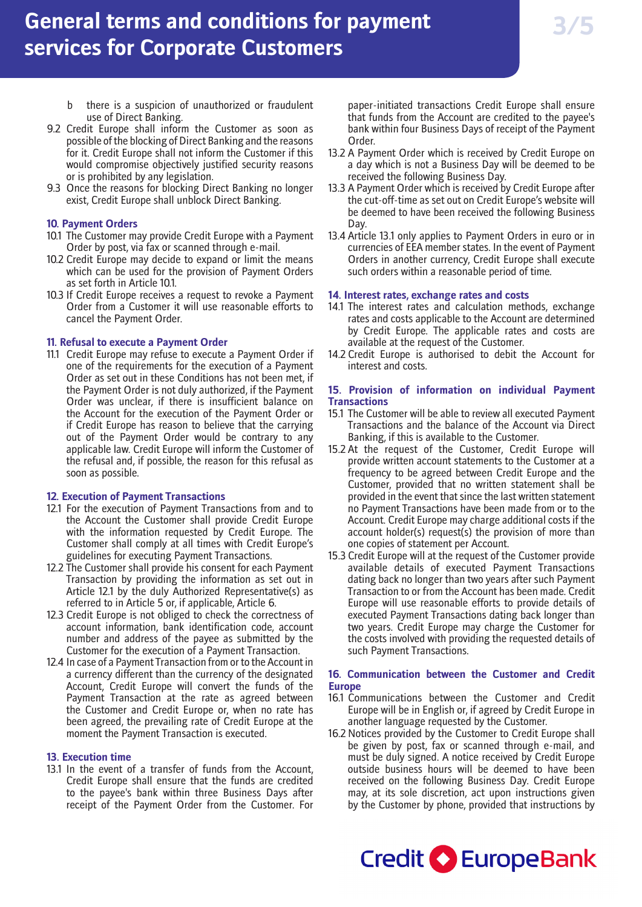b there is a suspicion of unauthorized or fraudulent use of Direct Banking.

9.2 Credit Europe shall inform the Customer as soon as possible of the blocking of Direct Banking and the reasons for it. Credit Europe shall not inform the Customer if this would compromise objectively justified security reasons or is prohibited by any legislation.

9.3 Once the reasons for blocking Direct Banking no longer exist, Credit Europe shall unblock Direct Banking.

## 10. Payment Orders

10.1 The Customer may provide Credit Europe with a Payment Order by post, via fax or scanned through e-mail.

10.2 Credit Europe may decide to expand or limit the means which can be used for the provision of Payment Orders as set forth in Article 10.1.

10.3 If Credit Europe receives a request to revoke a Payment Order from a Customer it will use reasonable efforts to cancel the Payment Order.

## 11. Refusal to execute a Payment Order

11.1 Credit Europe may refuse to execute a Payment Order if one of the requirements for the execution of a Payment Order as set out in these Conditions has not been met, if the Payment Order is not duly authorized, if the Payment Order was unclear, if there is insufficient balance on the Account for the execution of the Payment Order or if Credit Europe has reason to believe that the carrying out of the Payment Order would be contrary to any applicable law. Credit Europe will inform the Customer of the refusal and, if possible, the reason for this refusal as soon as possible.

## 12. Execution of Payment Transactions

12.1 For the execution of Payment Transactions from and to the Account the Customer shall provide Credit Europe with the information requested by Credit Europe. The Customer shall comply at all times with Credit Europe's guidelines for executing Payment Transactions.

12.2 The Customer shall provide his consent for each Payment Transaction by providing the information as set out in Article 12.1 by the duly Authorized Representative(s) as referred to in Article 5 or, if applicable, Article 6.

12.3 Credit Europe is not obliged to check the correctness of account information, bank identification code, account number and address of the payee as submitted by the Customer for the execution of a Payment Transaction.

12.4 In case of a Payment Transaction from or to the Account in a currency different than the currency of the designated Account, Credit Europe will convert the funds of the Payment Transaction at the rate as agreed between the Customer and Credit Europe or, when no rate has been agreed, the prevailing rate of Credit Europe at the moment the Payment Transaction is executed.

## 13. Execution time

13.1 In the event of a transfer of funds from the Account, Credit Europe shall ensure that the funds are credited to the payee's bank within three Business Days after receipt of the Payment Order from the Customer. For paper-initiated transactions Credit Europe shall ensure that funds from the Account are credited to the payee's bank within four Business Days of receipt of the Payment Order.

13.2 A Payment Order which is received by Credit Europe on a day which is not a Business Day will be deemed to be received the following Business Day.

13.3 A Payment Order which is received by Credit Europe after the cut-off-time as set out on Credit Europe's website will be deemed to have been received the following Business Day.

13.4 Article 13.1 only applies to Payment Orders in euro or in currencies of EEA member states. In the event of Payment Orders in another currency, Credit Europe shall execute such orders within a reasonable period of time.

## 14. Interest rates, exchange rates and costs

14.1 The interest rates and calculation methods, exchange rates and costs applicable to the Account are determined by Credit Europe. The applicable rates and costs are available at the request of the Customer.

14.2 Credit Europe is authorised to debit the Account for interest and costs.

## 15. Provision of information on individual Payment Transactions

15.1 The Customer will be able to review all executed Payment Transactions and the balance of the Account via Direct Banking, if this is available to the Customer.

15.2 At the request of the Customer, Credit Europe will provide written account statements to the Customer at a frequency to be agreed between Credit Europe and the Customer, provided that no written statement shall be provided in the event that since the last written statement no Payment Transactions have been made from or to the Account. Credit Europe may charge additional costs if the account holder(s) request(s) the provision of more than one copies of statement per Account.

15.3 Credit Europe will at the request of the Customer provide available details of executed Payment Transactions dating back no longer than two years after such Payment Transaction to or from the Account has been made. Credit Europe will use reasonable efforts to provide details of executed Payment Transactions dating back longer than two years. Credit Europe may charge the Customer for the costs involved with providing the requested details of such Payment Transactions.

## 16. Communication between the Customer and Credit Europe

16.1 Communications between the Customer and Credit Europe will be in English or, if agreed by Credit Europe in another language requested by the Customer.

16.2 Notices provided by the Customer to Credit Europe shall be given by post, fax or scanned through e-mail, and must be duly signed. A notice received by Credit Europe outside business hours will be deemed to have been received on the following Business Day. Credit Europe may, at its sole discretion, act upon instructions given by the Customer by phone, provided that instructions by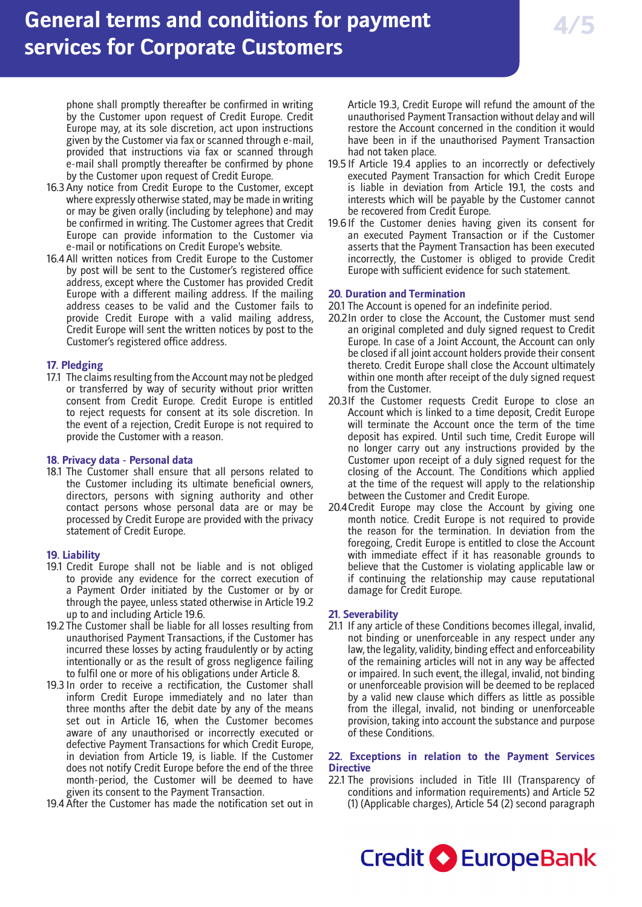phone shall promptly thereafter be confirmed in writing by the Customer upon request of Credit Europe. Credit Europe may, at its sole discretion, act upon instructions given by the Customer via fax or scanned through e-mail, provided that instructions via fax or scanned through e-mail shall promptly thereafter be confirmed by phone by the Customer upon request of Credit Europe.

16.3 Any notice from Credit Europe to the Customer, except where expressly otherwise stated, may be made in writing or may be given orally (including by telephone) and may be confirmed in writing. The Customer agrees that Credit Europe can provide information to the Customer via e-mail or notifications on Credit Europe's website.

16.4 All written notices from Credit Europe to the Customer by post will be sent to the Customer's registered office address, except where the Customer has provided Credit Europe with a different mailing address. If the mailing address ceases to be valid and the Customer fails to provide Credit Europe with a valid mailing address, Credit Europe will sent the written notices by post to the Customer's registered office address.

## 17. Pledging

17.1 The claims resulting from the Account may not be pledged or transferred by way of security without prior written consent from Credit Europe. Credit Europe is entitled to reject requests for consent at its sole discretion. In the event of a rejection, Credit Europe is not required to provide the Customer with a reason.

## 18. Privacy data - Personal data

18.1 The Customer shall ensure that all persons related to the Customer including its ultimate beneficial owners, directors, persons with signing authority and other contact persons whose personal data are or may be processed by Credit Europe are provided with the privacy statement of Credit Europe.

## 19. Liability

19.1 Credit Europe shall not be liable and is not obliged to provide any evidence for the correct execution of a Payment Order initiated by the Customer or by or through the payee, unless stated otherwise in Article 19.2 up to and including Article 19.6.

19.2 The Customer shall be liable for all losses resulting from unauthorised Payment Transactions, if the Customer has incurred these losses by acting fraudulently or by acting intentionally or as the result of gross negligence failing to fulfil one or more of his obligations under Article 8.

19.3 In order to receive a rectification, the Customer shall inform Credit Europe immediately and no later than three months after the debit date by any of the means set out in Article 16, when the Customer becomes aware of any unauthorised or incorrectly executed or defective Payment Transactions for which Credit Europe, in deviation from Article 19, is liable. If the Customer does not notify Credit Europe before the end of the three month-period, the Customer will be deemed to have given its consent to the Payment Transaction.

19.4 After the Customer has made the notification set out in Article 19.3, Credit Europe will refund the amount of the unauthorised Payment Transaction without delay and will restore the Account concerned in the condition it would have been in if the unauthorised Payment Transaction had not taken place.

19.5 If Article 19.4 applies to an incorrectly or defectively executed Payment Transaction for which Credit Europe is liable in deviation from Article 19.1, the costs and interests which will be payable by the Customer cannot be recovered from Credit Europe.

19.6 If the Customer denies having given its consent for an executed Payment Transaction or if the Customer asserts that the Payment Transaction has been executed incorrectly, the Customer is obliged to provide Credit Europe with sufficient evidence for such statement.

## 20. Duration and Termination

20.1 The Account is opened for an indefinite period.

20.2 In order to close the Account, the Customer must send an original completed and duly signed request to Credit Europe. In case of a Joint Account, the Account can only be closed if all joint account holders provide their consent thereto. Credit Europe shall close the Account ultimately within one month after receipt of the duly signed request from the Customer.

20.3 If the Customer requests Credit Europe to close an Account which is linked to a time deposit, Credit Europe will terminate the Account once the term of the time deposit has expired. Until such time, Credit Europe will no longer carry out any instructions provided by the Customer upon receipt of a duly signed request for the closing of the Account. The Conditions which applied at the time of the request will apply to the relationship between the Customer and Credit Europe.

20.4 Credit Europe may close the Account by giving one month notice. Credit Europe is not required to provide the reason for the termination. In deviation from the foregoing, Credit Europe is entitled to close the Account with immediate effect if it has reasonable grounds to believe that the Customer is violating applicable law or if continuing the relationship may cause reputational damage for Credit Europe.

## 21. Severability

21.1 If any article of these Conditions becomes illegal, invalid, not binding or unenforceable in any respect under any law, the legality, validity, binding effect and enforceability of the remaining articles will not in any way be affected or impaired. In such event, the illegal, invalid, not binding or unenforceable provision will be deemed to be replaced by a valid new clause which differs as little as possible from the illegal, invalid, not binding or unenforceable provision, taking into account the substance and purpose of these Conditions.

## 22. Exceptions in relation to the Payment Services Directive

22.1 The provisions included in Title III (Transparency of conditions and information requirements) and Article 52 (1) (Applicable charges), Article 54 (2) second paragraph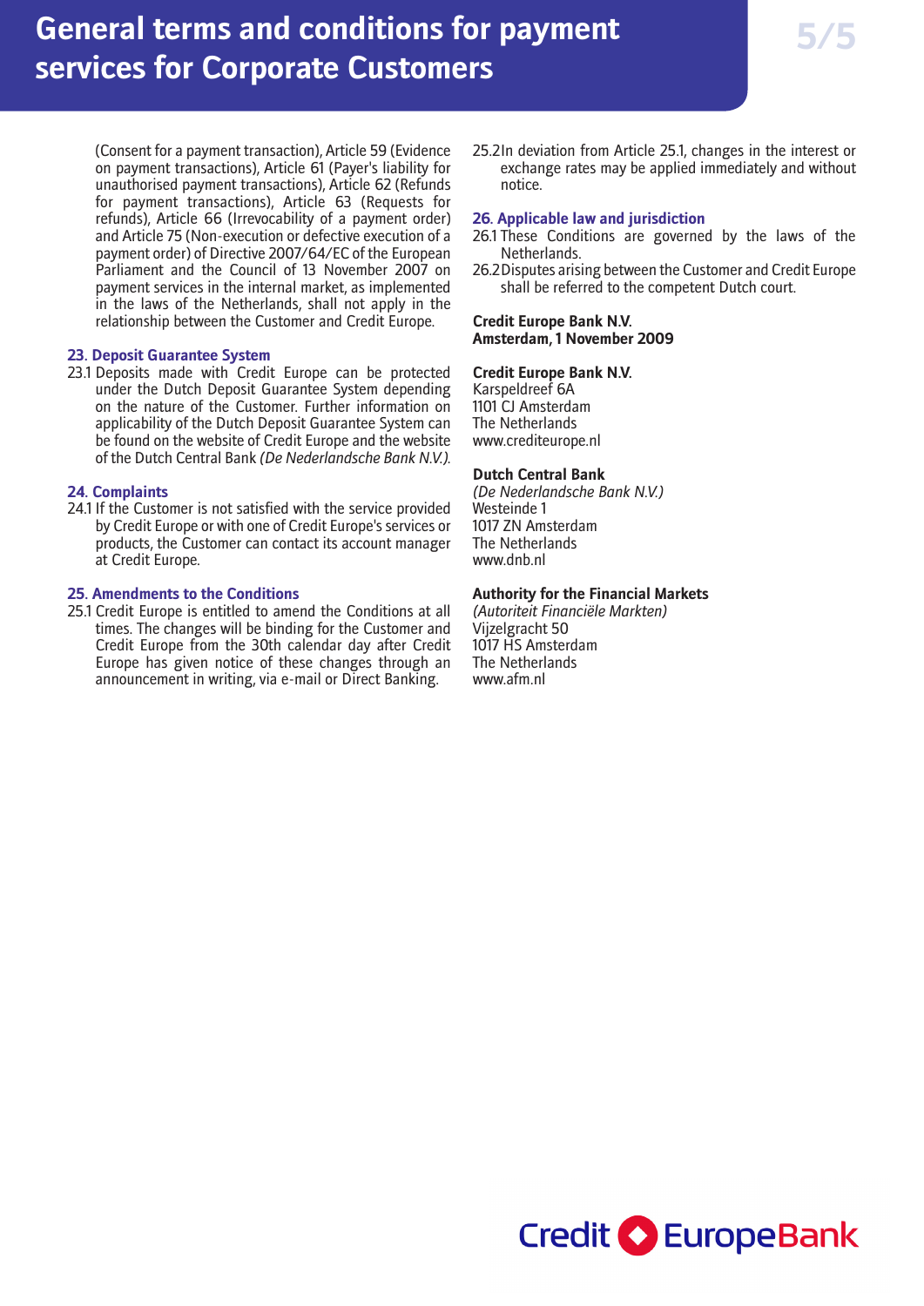(Consent for a payment transaction), Article 59 (Evidence on payment transactions), Article 61 (Payer's liability for unauthorised payment transactions), Article 62 (Refunds for payment transactions), Article 63 (Requests for refunds), Article 66 (Irrevocability of a payment order) and Article 75 (Non-execution or defective execution of a payment order) of Directive 2007/64/EC of the European Parliament and the Council of 13 November 2007 on payment services in the internal market, as implemented in the laws of the Netherlands, shall not apply in the relationship between the Customer and Credit Europe.

## 23. Deposit Guarantee System

23.1 Deposits made with Credit Europe can be protected under the Dutch Deposit Guarantee System depending on the nature of the Customer. Further information on applicability of the Dutch Deposit Guarantee System can be found on the website of Credit Europe and the website of the Dutch Central Bank *(De Nederlandsche Bank N.V.)*.

## 24. Complaints

24.1 If the Customer is not satisfied with the service provided by Credit Europe or with one of Credit Europe's services or products, the Customer can contact its account manager at Credit Europe.

## 25. Amendments to the Conditions

25.1 Credit Europe is entitled to amend the Conditions at all times. The changes will be binding for the Customer and Credit Europe from the 30th calendar day after Credit Europe has given notice of these changes through an announcement in writing, via e-mail or Direct Banking.

25.2 In deviation from Article 25.1, changes in the interest or exchange rates may be applied immediately and without notice.

## 26. Applicable law and jurisdiction

26.1 These Conditions are governed by the laws of the Netherlands.

26.2 Disputes arising between the Customer and Credit Europe shall be referred to the competent Dutch court.

**Credit Europe Bank N.V.**
**Amsterdam, 1 November 2009**

**Credit Europe Bank N.V.**
Karspeldreef 6A
1101 CJ Amsterdam
The Netherlands
www.crediteurope.nl

**Dutch Central Bank**
*(De Nederlandsche Bank N.V.)*
Westeinde 1
1017 ZN Amsterdam
The Netherlands
www.dnb.nl

**Authority for the Financial Markets**
*(Autoriteit Financiële Markten)*
Vijzelgracht 50
1017 HS Amsterdam
The Netherlands
www.afm.nl

Credit Europe Bank